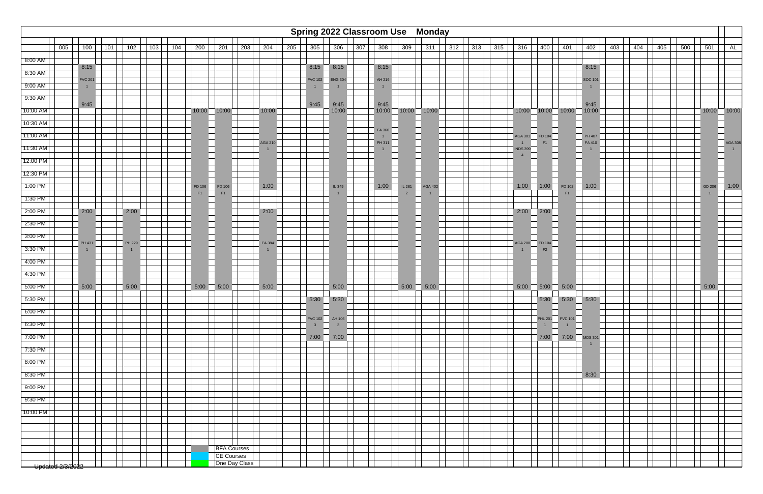# Spring 2022 Classroom Use Monday

| | 005 | 100 | 101 | 102 | 103 | 104 | 200 | 201 | 203 | 204 | 205 | 305 | 306 | 307 | 308 | 309 | 311 | 312 | 313 | 315 | 316 | 400 | 401 | 402 | 403 | 404 | 405 | 500 | 501 | AL |
|---|---|---|---|---|---|---|---|---|---|---|---|---|---|---|---|---|---|---|---|---|---|---|---|---|---|---|---|---|---|---|
| 8:00 AM | | 8:15 | | | | | | | | | | 8:15 | 8:15 | | 8:15 | | | | | | | | | 8:15 | | | | | | |
| 8:30 AM | | FVC 201 1 | | | | | | | | | | FVC 102 1 | ENG 304 1 | | AH 216 1 | | | | | | | | | SOC 101 1 | | | | | | |
| 9:00 AM | | | | | | | | | | | | | | | | | | | | | | | | | | | | | | |
| 9:30 AM | | 9:45 | | | | | | | | | | 9:45 | 9:45 | | 9:45 | | | | | | | | | 9:45 | | | | | | |
| 10:00 AM | | | | | | | 10:00 | 10:00 | | 10:00 | | | 10:00 | | 10:00 | 10:00 | 10:00 | | | | 10:00 | 10:00 | 10:00 | 10:00 | | | | | 10:00 | 10:00 |
| 10:30 AM | | | | | | | | | | | | | | | FA 360 1 | | | | | | | | | | | | | | | |
| 11:00 AM | | | | | | | | | | AGA 210 1 | | | | | | | | | | | AGA 301 1 | FD 104 F1 | | PH 407 | | | | | | AGA 308 1 |
| 11:30 AM | | | | | | | | | | | | | | | PH 311 1 | | | | | | INDS 399 4 | | | FA 410 1 | | | | | | |
| 12:00 PM | | | | | | | | | | | | | | | | | | | | | | | | | | | | | | |
| 12:30 PM | | | | | | | | | | | | | | | | | | | | | | | | | | | | | | |
| 1:00 PM | | | | | | | FD 106 F1 | FD 106 F1 | | 1:00 | | | IL 349 1 | | 1:00 | IL 281 2 | AGA 402 1 | | | | 1:00 | 1:00 | FD 102 F1 | 1:00 | | | | | GD 206 1 | 1:00 |
| 1:30 PM | | | | | | | | | | | | | | | | | | | | | | | | | | | | | | |
| 2:00 PM | | 2:00 | | 2:00 | | | | | | 2:00 | | | | | | | | | | | 2:00 | 2:00 | | | | | | | | |
| 2:30 PM | | | | | | | | | | | | | | | | | | | | | | | | | | | | | | |
| 3:00 PM | | PH 431 1 | | PH 229 1 | | | | | | FA 384 1 | | | | | | | | | | | AGA 208 1 | FD 104 F2 | | | | | | | | |
| 3:30 PM | | | | | | | | | | | | | | | | | | | | | | | | | | | | | | |
| 4:00 PM | | | | | | | | | | | | | | | | | | | | | | | | | | | | | | |
| 4:30 PM | | | | | | | | | | | | | | | | | | | | | | | | | | | | | | |
| 5:00 PM | | 5:00 | | 5:00 | | | 5:00 | 5:00 | | 5:00 | | | 5:00 | | | 5:00 | 5:00 | | | | 5:00 | 5:00 | 5:00 | | | | | | 5:00 | |
| 5:30 PM | | | | | | | | | | | | 5:30 | 5:30 | | | | | | | | | 5:30 | 5:30 | 5:30 | | | | | | |
| 6:00 PM | | | | | | | | | | | | FVC 102 3 | AH 106 3 | | | | | | | | | PHL 201 1 | FVC 101 1 | | | | | | | |
| 6:30 PM | | | | | | | | | | | | | | | | | | | | | | | | | | | | | | |
| 7:00 PM | | | | | | | | | | | | 7:00 | 7:00 | | | | | | | | | 7:00 | 7:00 | MDS 301 1 | | | | | | |
| 7:30 PM | | | | | | | | | | | | | | | | | | | | | | | | | | | | | | |
| 8:00 PM | | | | | | | | | | | | | | | | | | | | | | | | | | | | | | |
| 8:30 PM | | | | | | | | | | | | | | | | | | | | | | | | 8:30 | | | | | | |
| 9:00 PM | | | | | | | | | | | | | | | | | | | | | | | | | | | | | | |
| 9:30 PM | | | | | | | | | | | | | | | | | | | | | | | | | | | | | | |
| 10:00 PM | | | | | | | | | | | | | | | | | | | | | | | | | | | | | | |

Legend:
- BFA Courses
- CE Courses
- One Day Class

Updated 2/3/2022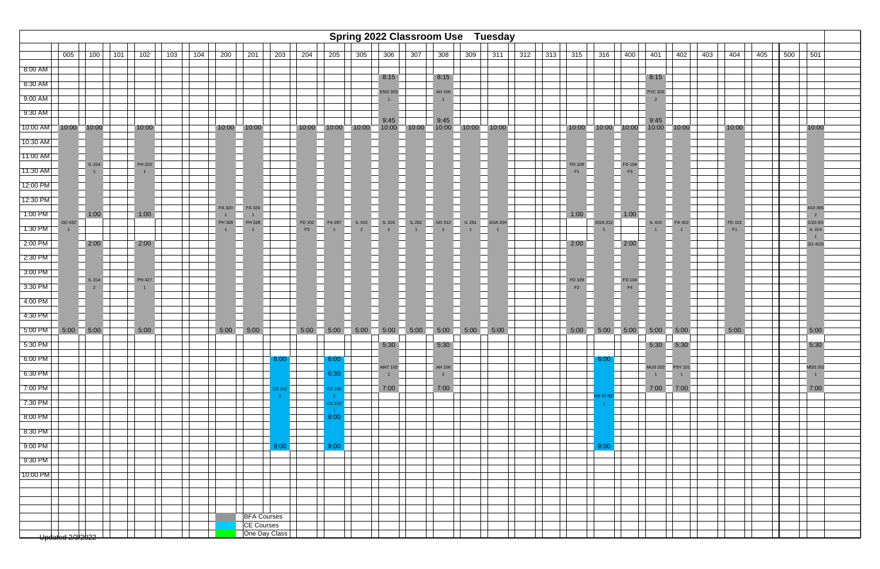# Spring 2022 Classroom Use Tuesday

| | 005 | 100 | 101 | 102 | 103 | 104 | 200 | 201 | 203 | 204 | 205 | 305 | 306 | 307 | 308 | 309 | 311 | 312 | 313 | 315 | 316 | 400 | 401 | 402 | 403 | 404 | 405 | 500 | 501 |
|---|---|---|---|---|---|---|---|---|---|---|---|---|---|---|---|---|---|---|---|---|---|---|---|---|---|---|---|---|---|
| 8:00 AM | | | | | | | | | | | | | 8:15 | | 8:15 | | | | | | | | 8:15 | | | | | | |
| 8:30 AM | | | | | | | | | | | | | ENG 303 1 | | AH 106 1 | | | | | | | | FVC 102 2 | | | | | | |
| 9:00 AM | | | | | | | | | | | | | | | | | | | | | | | | | | | | | |
| 9:30 AM | | | | | | | | | | | | | 9:45 | | 9:45 | | | | | | | | 9:45 | | | | | | |
| 10:00 AM | 10:00 | 10:00 | | 10:00 | | | 10:00 | 10:00 | | 10:00 | 10:00 | 10:00 | 10:00 | 10:00 | 10:00 | 10:00 | 10:00 | | | 10:00 | 10:00 | 10:00 | 10:00 | 10:00 | | 10:00 | | | 10:00 |
| 10:30 AM | | | | | | | | | | | | | | | | | | | | | | | | | | | | | |
| 11:00 AM | | IL 314 1 | | PH 220 1 | | | | | | | | | | | | | | | | FD 109 F1 | | FD 104 F3 | | | | | | | |
| 11:30 AM | | | | | | | | | | | | | | | | | | | | | | | | | | | | | |
| 12:00 PM | | | | | | | | | | | | | | | | | | | | | | | | | | | | | |
| 12:30 PM | | | | | | | FA 320 1 | FA 320 1 | | | | | | | | | | | | | | | | | | | | | AGI 306 2 |
| 1:00 PM | GD 432 1 | 1:00 | | 1:00 | | | PH 328 1 | PH 328 1 | | FD 102 F3 | FA 287 1 | IL 415 2 | IL 216 2 | IL 281 1 | GD 312 1 | IL 281 1 | AGA 204 1 | | | 1:00 | AGA 312 1 | 1:00 | IL 415 1 | FA 422 1 | | FD 101 F1 | | | 1/10-3/1 IL 314 1 3/1-4/29 |
| 1:30 PM | | | | | | | | | | | | | | | | | | | | | | | | | | | | | |
| 2:00 PM | | 2:00 | | 2:00 | | | | | | | | | | | | | | | | 2:00 | | 2:00 | | | | | | | |
| 2:30 PM | | | | | | | | | | | | | | | | | | | | | | | | | | | | | |
| 3:00 PM | | IL 314 2 | | PH 427 1 | | | | | | | | | | | | | | | | FD 109 F2 | | FD 104 F4 | | | | | | | |
| 3:30 PM | | | | | | | | | | | | | | | | | | | | | | | | | | | | | |
| 4:00 PM | | | | | | | | | | | | | | | | | | | | | | | | | | | | | |
| 4:30 PM | | | | | | | | | | | | | | | | | | | | | | | | | | | | | |
| 5:00 PM | 5:00 | 5:00 | | 5:00 | | | 5:00 | 5:00 | | 5:00 | 5:00 | 5:00 | 5:00 | 5:00 | 5:00 | 5:00 | 5:00 | | | 5:00 | 5:00 | 5:00 | 5:00 | 5:00 | | 5:00 | | | 5:00 |
| 5:30 PM | | | | | | | | | | | | | 5:30 | | 5:30 | | | | | | | | 5:30 | 5:30 | | | | | 5:30 |
| 6:00 PM | | | | | | | | | 6:00 | | 6:00 | | MAT 102 1 | | AH 106 2 | | | | | | 6:00 | | MUS 202 1 | PSY 101 1 | | | | | MDS 202 1 |
| 6:30 PM | | | | | | | | | | | 6:30 | | | | | | | | | | | | | | | | | | |
| 7:00 PM | | | | | | | | | CE 162 1 | | CE 162 1 | | 7:00 | | 7:00 | | | | | | HS 67 NC 1 | | 7:00 | 7:00 | | | | | 7:00 |
| 7:30 PM | | | | | | | | | | | CE 212 1 | | | | | | | | | | | | | | | | | | |
| 8:00 PM | | | | | | | | | | | 8:00 | | | | | | | | | | | | | | | | | | |
| 8:30 PM | | | | | | | | | | | | | | | | | | | | | | | | | | | | | |
| 9:00 PM | | | | | | | | | 9:00 | | 9:00 | | | | | | | | | | 9:00 | | | | | | | | |
| 9:30 PM | | | | | | | | | | | | | | | | | | | | | | | | | | | | | |
| 10:00 PM | | | | | | | | | | | | | | | | | | | | | | | | | | | | | |

Legend:
- BFA Courses
- CE Courses
- One Day Class

Updated 2/3/2022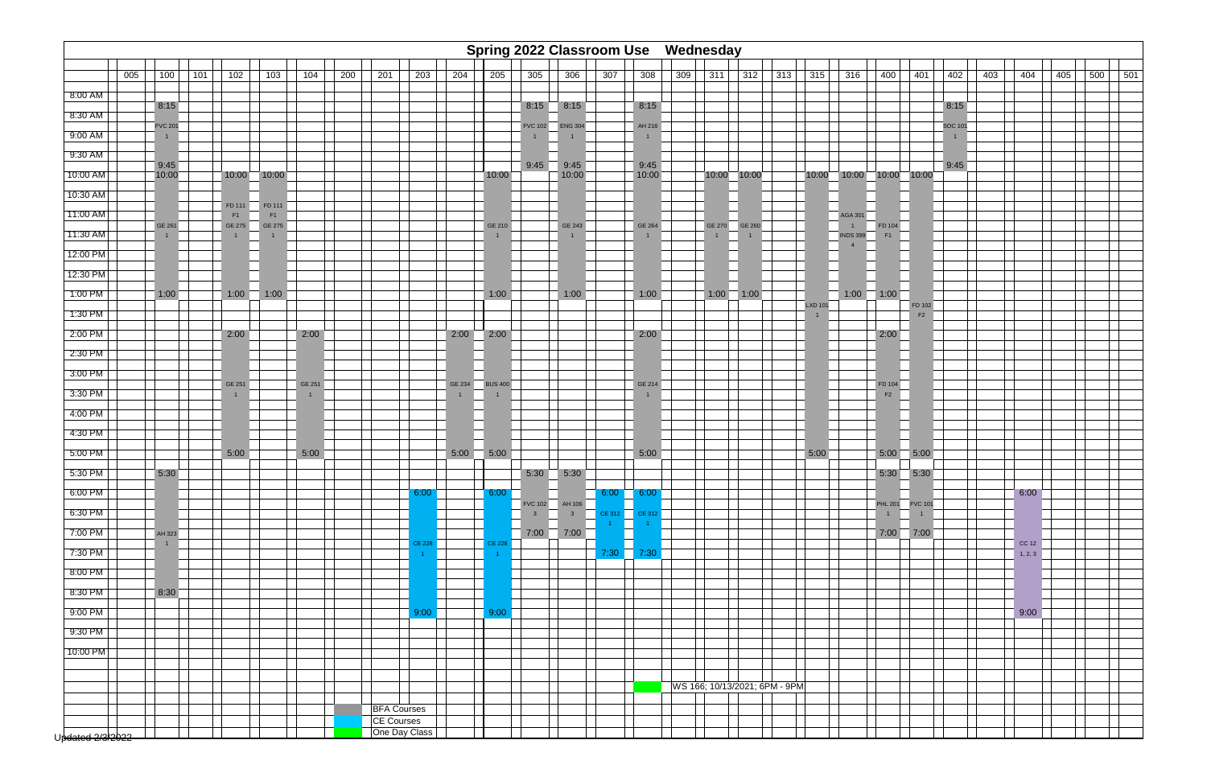# Spring 2022 Classroom Use Wednesday

| Room | Start | Course | Section | End |
|---|---|---|---|---|
| 100 | 8:15 | FVC 201 | 1 | 9:45 |
| 100 | 10:00 | GE 261 | 1 | 1:00 |
| 100 | 5:30 | AH 323 | 1 | 8:30 |
| 102 | 10:00 | FD 111 F1 / GE 275 | 1 | 1:00 |
| 102 | 2:00 | GE 251 | 1 | 5:00 |
| 103 | 10:00 | FD 111 F1 / GE 275 | 1 | 1:00 |
| 104 | 2:00 | GE 251 | 1 | 5:00 |
| 203 | 6:00 | CE 228 | 1 | 9:00 |
| 204 | 2:00 | GE 234 | 1 | 5:00 |
| 205 | 10:00 | GE 210 | 1 | 1:00 |
| 205 | 2:00 | BUS 400 | 1 | 5:00 |
| 205 | 6:00 | CE 228 | 1 | 9:00 |
| 305 | 8:15 | FVC 102 | 1 | 9:45 |
| 305 | 5:30 | FVC 102 | 3 | 7:00 |
| 306 | 8:15 | ENG 304 | 1 | 9:45 |
| 306 | 10:00 | GE 243 | 1 | 1:00 |
| 306 | 5:30 | AH 106 | 3 | 7:00 |
| 307 | 6:00 | CE 312 | 1 | 7:30 |
| 308 | 8:15 | AH 216 | 1 | 9:45 |
| 308 | 10:00 | GE 264 | 1 | 1:00 |
| 308 | 2:00 | GE 214 | 1 | 5:00 |
| 308 | 6:00 | CE 312 | 1 | 7:30 |
| 311 | 10:00 | GE 270 | 1 | 1:00 |
| 312 | 10:00 | GE 260 | 1 | 1:00 |
| 315 | 10:00 | LXD 101 | 1 | 5:00 |
| 316 | 10:00 | AGA 301 1 / INDS 399 | 4 | 1:00 |
| 400 | 10:00 | FD 104 | F1 | 1:00 |
| 400 | 2:00 | FD 104 | F2 | 5:00 |
| 400 | 5:30 | PHL 201 | 1 | 7:00 |
| 401 | 10:00 | FD 102 | F2 | 5:00 |
| 401 | 5:30 | FVC 101 | 1 | 7:00 |
| 402 | 8:15 | SOC 101 | 1 | 9:45 |
| 404 | 6:00 | CC 12 | 1, 2, 3 | 9:00 |

Rooms with no classes listed: 005, 101, 200, 201, 309, 313, 403, 405, 500, 501

WS 166; 10/13/2021; 6PM - 9PM

Legend:
- BFA Courses
- CE Courses
- One Day Class

Updated 2/3/2022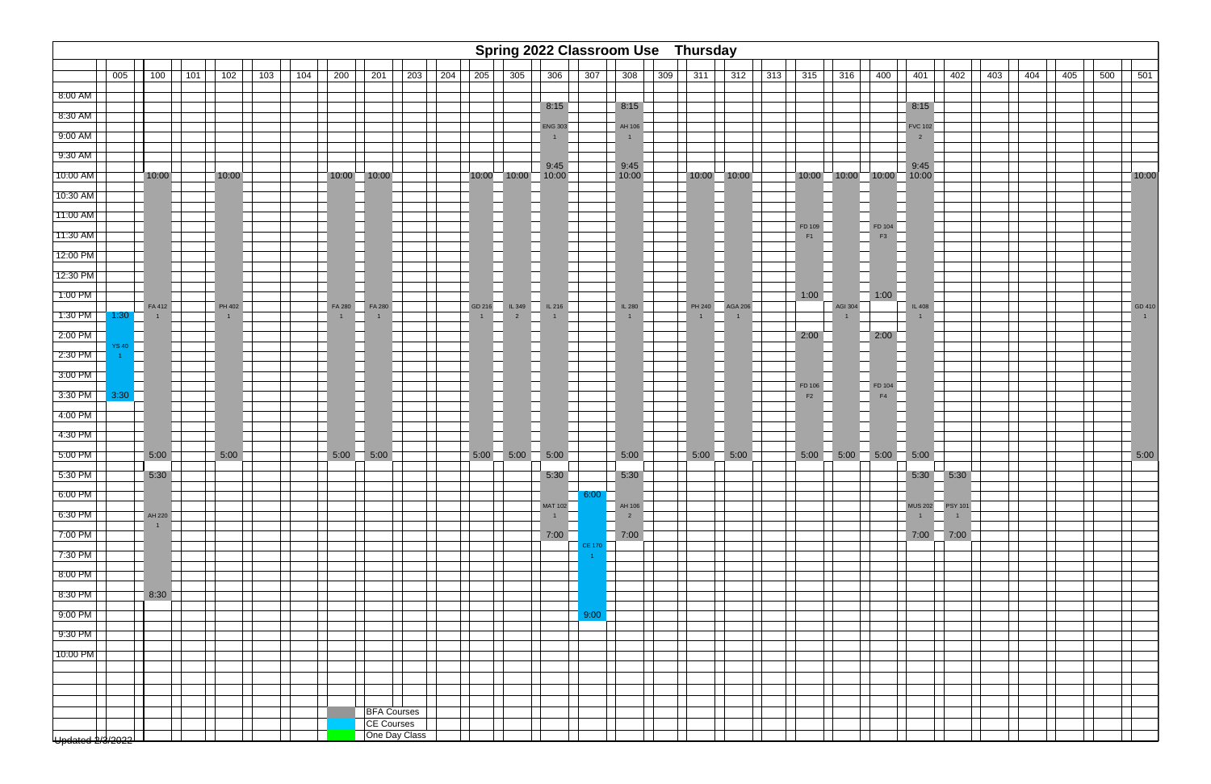# Spring 2022 Classroom Use Thursday

| Room | Course | Section | Start | End |
|---|---|---|---|---|
| 005 | YS 40 | 1 | 1:30 | 3:30 |
| 100 | FA 412 | 1 | 10:00 | 5:00 |
| 100 | AH 220 | 1 | 5:30 | 8:30 |
| 102 | PH 402 | 1 | 10:00 | 5:00 |
| 200 | FA 280 | 1 | 10:00 | 5:00 |
| 201 | FA 280 | 1 | 10:00 | 5:00 |
| 205 | GD 216 | 1 | 10:00 | 5:00 |
| 305 | IL 349 | 2 | 10:00 | 5:00 |
| 306 | ENG 303 | 1 | 8:15 | 9:45 |
| 306 | IL 216 | 1 | 10:00 | 5:00 |
| 306 | MAT 102 | 1 | 5:30 | 7:00 |
| 307 | CE 170 | 1 | 6:00 | 9:00 |
| 308 | AH 106 | 1 | 8:15 | 9:45 |
| 308 | IL 280 | 1 | 10:00 | 5:00 |
| 308 | AH 106 | 2 | 5:30 | 7:00 |
| 311 | PH 240 | 1 | 10:00 | 5:00 |
| 312 | AGA 206 | 1 | 10:00 | 5:00 |
| 315 | FD 109 | F1 | 10:00 | 1:00 |
| 315 | FD 106 | F2 | 2:00 | 5:00 |
| 316 | AGI 304 | 1 | 10:00 | 5:00 |
| 400 | FD 104 | F3 | 10:00 | 1:00 |
| 400 | FD 104 | F4 | 2:00 | 5:00 |
| 401 | FVC 102 | 2 | 8:15 | 9:45 |
| 401 | IL 408 | 1 | 10:00 | 5:00 |
| 401 | MUS 202 | 1 | 5:30 | 7:00 |
| 402 | PSY 101 | 1 | 5:30 | 7:00 |
| 501 | GD 410 | 1 | 10:00 | 5:00 |

Rooms with no classes: 101, 103, 104, 203, 204, 309, 313, 403, 404, 405, 500

Legend:
- BFA Courses (gray)
- CE Courses (blue)
- One Day Class (green)

Updated 2/3/2022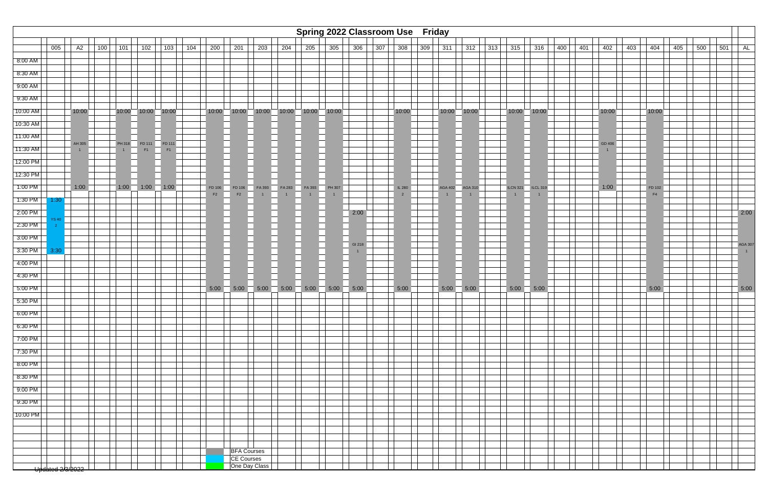# Spring 2022 Classroom Use Friday

| | 005 | A2 | 100 | 101 | 102 | 103 | 104 | 200 | 201 | 203 | 204 | 205 | 305 | 306 | 307 | 308 | 309 | 311 | 312 | 313 | 315 | 316 | 400 | 401 | 402 | 403 | 404 | 405 | 500 | 501 | AL |
|---|---|---|---|---|---|---|---|---|---|---|---|---|---|---|---|---|---|---|---|---|---|---|---|---|---|---|---|---|---|---|---|
| 8:00 AM | | | | | | | | | | | | | | | | | | | | | | | | | | | | | | | |
| 8:30 AM | | | | | | | | | | | | | | | | | | | | | | | | | | | | | | | |
| 9:00 AM | | | | | | | | | | | | | | | | | | | | | | | | | | | | | | | |
| 9:30 AM | | | | | | | | | | | | | | | | | | | | | | | | | | | | | | | |
| 10:00 AM | | 10:00 | | 10:00 | 10:00 | 10:00 | | 10:00 | 10:00 | 10:00 | 10:00 | 10:00 | 10:00 | | | 10:00 | | 10:00 | 10:00 | | 10:00 | 10:00 | | | 10:00 | | 10:00 | | | | |
| 10:30 AM | | | | | | | | | | | | | | | | | | | | | | | | | | | | | | | |
| 11:00 AM | | | | | | | | | | | | | | | | | | | | | | | | | | | | | | | |
| 11:30 AM | | AH 305 1 | | PH 318 1 | FD 111 F1 | FD 111 F1 | | | | | | | | | | | | | | | | | | | GD 406 1 | | | | | | |
| 12:00 PM | | | | | | | | | | | | | | | | | | | | | | | | | | | | | | | |
| 12:30 PM | | | | | | | | | | | | | | | | | | | | | | | | | | | | | | | |
| 1:00 PM | | 1:00 | | 1:00 | 1:00 | 1:00 | | FD 106 F2 | FD 106 F2 | FA 393 1 | FA 283 1 | FA 393 1 | PH 307 1 | | | IL 280 2 | | AGA 402 1 | AGA 310 1 | | ILCN 321 1 | ILCL 319 1 | | | 1:00 | | FD 102 F4 | | | | |
| 1:30 PM | 1:30 | | | | | | | | | | | | | | | | | | | | | | | | | | | | | | |
| 2:00 PM | YS 40 2 | | | | | | | | | | | | | 2:00 | | | | | | | | | | | | | | | | | 2:00 |
| 2:30 PM | | | | | | | | | | | | | | | | | | | | | | | | | | | | | | | |
| 3:00 PM | | | | | | | | | | | | | | | | | | | | | | | | | | | | | | | |
| 3:30 PM | 3:30 | | | | | | | | | | | | | GI 218 1 | | | | | | | | | | | | | | | | | AGA 307 1 |
| 4:00 PM | | | | | | | | | | | | | | | | | | | | | | | | | | | | | | | |
| 4:30 PM | | | | | | | | | | | | | | | | | | | | | | | | | | | | | | | |
| 5:00 PM | | | | | | | | 5:00 | 5:00 | 5:00 | 5:00 | 5:00 | 5:00 | 5:00 | | 5:00 | | 5:00 | 5:00 | | 5:00 | 5:00 | | | | | 5:00 | | | | 5:00 |
| 5:30 PM | | | | | | | | | | | | | | | | | | | | | | | | | | | | | | | |
| 6:00 PM | | | | | | | | | | | | | | | | | | | | | | | | | | | | | | | |
| 6:30 PM | | | | | | | | | | | | | | | | | | | | | | | | | | | | | | | |
| 7:00 PM | | | | | | | | | | | | | | | | | | | | | | | | | | | | | | | |
| 7:30 PM | | | | | | | | | | | | | | | | | | | | | | | | | | | | | | | |
| 8:00 PM | | | | | | | | | | | | | | | | | | | | | | | | | | | | | | | |
| 8:30 PM | | | | | | | | | | | | | | | | | | | | | | | | | | | | | | | |
| 9:00 PM | | | | | | | | | | | | | | | | | | | | | | | | | | | | | | | |
| 9:30 PM | | | | | | | | | | | | | | | | | | | | | | | | | | | | | | | |
| 10:00 PM | | | | | | | | | | | | | | | | | | | | | | | | | | | | | | | |

Legend:
- BFA Courses
- CE Courses
- One Day Class

Updated 2/3/2022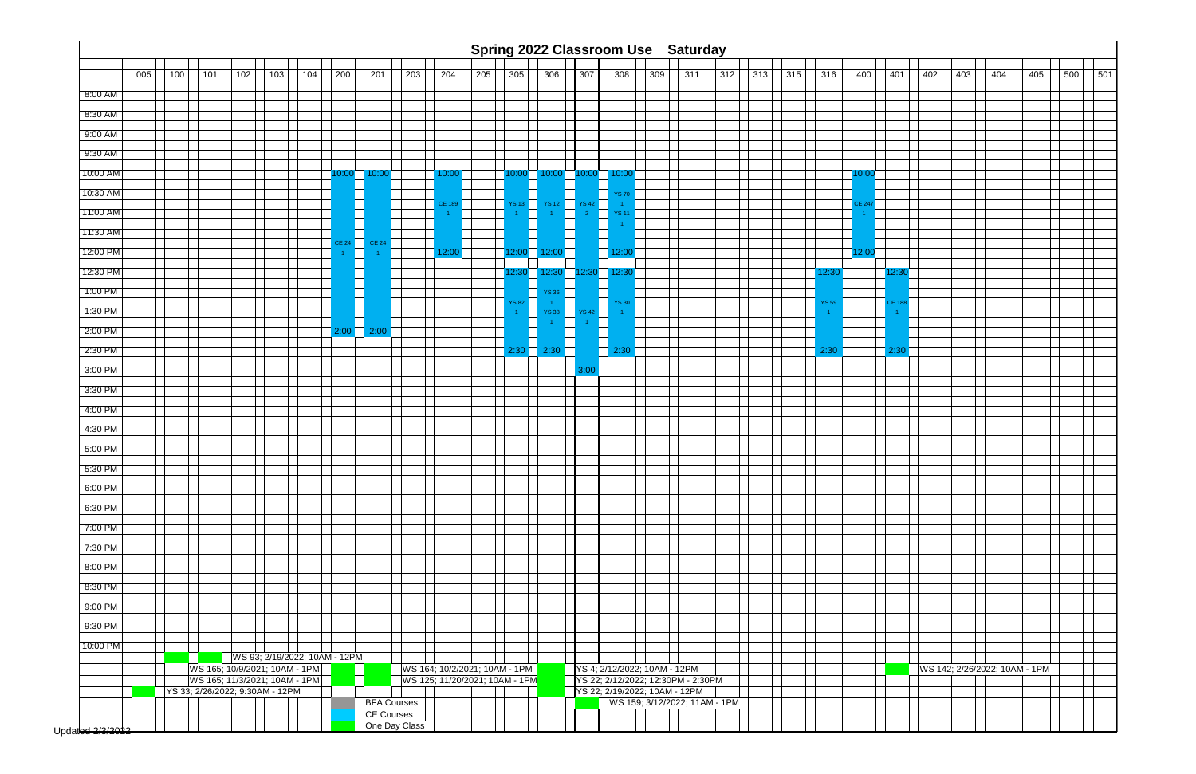# Spring 2022 Classroom Use Saturday

| | 005 | 100 | 101 | 102 | 103 | 104 | 200 | 201 | 203 | 204 | 205 | 305 | 306 | 307 | 308 | 309 | 311 | 312 | 313 | 315 | 316 | 400 | 401 | 402 | 403 | 404 | 405 | 500 | 501 |
|---|---|---|---|---|---|---|---|---|---|---|---|---|---|---|---|---|---|---|---|---|---|---|---|---|---|---|---|---|---|
| 8:00 AM | | | | | | | | | | | | | | | | | | | | | | | | | | | | | |
| 8:30 AM | | | | | | | | | | | | | | | | | | | | | | | | | | | | | |
| 9:00 AM | | | | | | | | | | | | | | | | | | | | | | | | | | | | | |
| 9:30 AM | | | | | | | | | | | | | | | | | | | | | | | | | | | | | |
| 10:00 AM | | | | | | | 10:00 | 10:00 | | 10:00 | | 10:00 | 10:00 | 10:00 | 10:00 | | | | | | | 10:00 | | | | | | | |
| 10:30 AM | | | | | | | | | | CE 189 1 | | YS 13 1 | YS 12 1 | YS 42 2 | YS 70 1 YS 11 1 | | | | | | | CE 247 1 | | | | | | | |
| 11:00 AM | | | | | | | | | | | | | | | | | | | | | | | | | | | | | |
| 11:30 AM | | | | | | | CE 24 1 | CE 24 1 | | | | | | | | | | | | | | | | | | | | | |
| 12:00 PM | | | | | | | | | | 12:00 | | 12:00 | 12:00 | | 12:00 | | | | | | | 12:00 | | | | | | | |
| 12:30 PM | | | | | | | | | | | | 12:30 | 12:30 | 12:30 | 12:30 | | | | | | 12:30 | | 12:30 | | | | | | |
| 1:00 PM | | | | | | | | | | | | YS 82 1 | YS 36 1 YS 38 1 | YS 42 1 | YS 30 1 | | | | | | YS 59 1 | | CE 188 1 | | | | | | |
| 1:30 PM | | | | | | | | | | | | | | | | | | | | | | | | | | | | | |
| 2:00 PM | | | | | | | 2:00 | 2:00 | | | | | | | | | | | | | | | | | | | | | |
| 2:30 PM | | | | | | | | | | | | 2:30 | 2:30 | | 2:30 | | | | | | 2:30 | | 2:30 | | | | | | |
| 3:00 PM | | | | | | | | | | | | | | 3:00 | | | | | | | | | | | | | | | |
| 3:30 PM | | | | | | | | | | | | | | | | | | | | | | | | | | | | | |
| 4:00 PM | | | | | | | | | | | | | | | | | | | | | | | | | | | | | |
| 4:30 PM | | | | | | | | | | | | | | | | | | | | | | | | | | | | | |
| 5:00 PM | | | | | | | | | | | | | | | | | | | | | | | | | | | | | |
| 5:30 PM | | | | | | | | | | | | | | | | | | | | | | | | | | | | | |
| 6:00 PM | | | | | | | | | | | | | | | | | | | | | | | | | | | | | |
| 6:30 PM | | | | | | | | | | | | | | | | | | | | | | | | | | | | | |
| 7:00 PM | | | | | | | | | | | | | | | | | | | | | | | | | | | | | |
| 7:30 PM | | | | | | | | | | | | | | | | | | | | | | | | | | | | | |
| 8:00 PM | | | | | | | | | | | | | | | | | | | | | | | | | | | | | |
| 8:30 PM | | | | | | | | | | | | | | | | | | | | | | | | | | | | | |
| 9:00 PM | | | | | | | | | | | | | | | | | | | | | | | | | | | | | |
| 9:30 PM | | | | | | | | | | | | | | | | | | | | | | | | | | | | | |
| 10:00 PM | | | | | | | | | | | | | | | | | | | | | | | | | | | | | |

WS 93; 2/19/2022; 10AM - 12PM

WS 165; 10/9/2021; 10AM - 1PM

WS 165; 11/3/2021; 10AM - 1PM

YS 33; 2/26/2022; 9:30AM - 12PM

WS 164; 10/2/2021; 10AM - 1PM

WS 125; 11/20/2021; 10AM - 1PM

YS 4; 2/12/2022; 10AM - 12PM

YS 22; 2/12/2022; 12:30PM - 2:30PM

YS 22; 2/19/2022; 10AM - 12PM

WS 159; 3/12/2022; 11AM - 1PM

WS 142; 2/26/2022; 10AM - 1PM

BFA Courses

CE Courses

One Day Class

Updated 2/3/2022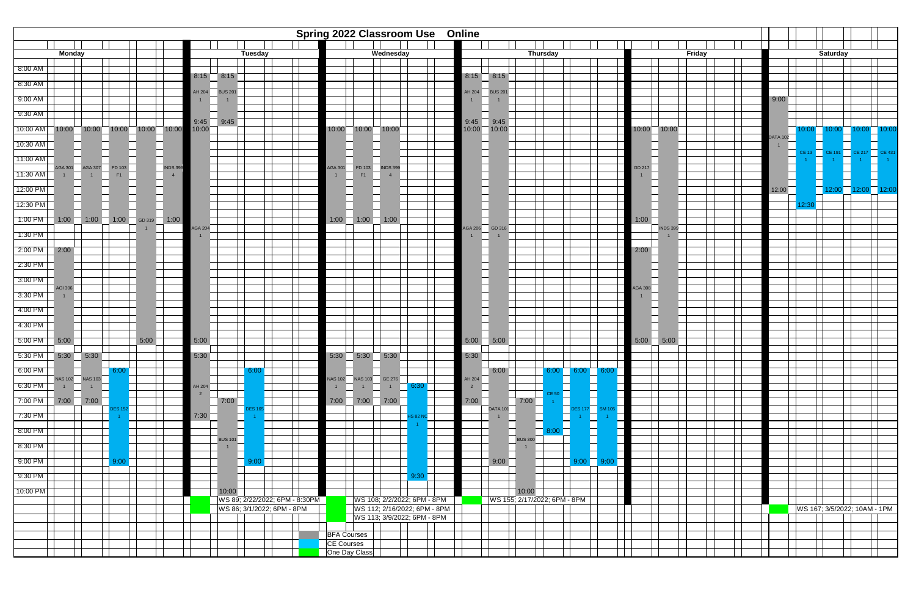# Spring 2022 Classroom Use Online

## Monday

| Course | Start | End |
|---|---|---|
| AGA 301 (1) | 10:00 | 1:00 |
| AGA 307 (1) | 10:00 | 1:00 |
| FD 103 (F1) | 10:00 | 1:00 |
| GD 319 (1) | 10:00 | 5:00 |
| INDS 399 (4) | 10:00 | 1:00 |
| AGI 306 (1) | 2:00 | 5:00 |
| NAS 102 (1) | 5:30 | 7:00 |
| NAS 103 (1) | 5:30 | 7:00 |
| DES 152 (1) | 6:00 | 9:00 |

## Tuesday

| Course | Start | End |
|---|---|---|
| AH 204 (1) | 8:15 | 9:45 |
| BUS 201 (1) | 8:15 | 9:45 |
| AGA 204 (1) | 10:00 | 5:00 |
| AH 204 (2) | 5:30 | 7:30 |
| DES 165 (1) | 6:00 | 9:00 |
| BUS 101 (1) | 7:00 | 10:00 |

One Day Class:
- WS 89; 2/22/2022; 6PM - 8:30PM
- WS 86; 3/1/2022; 6PM - 8PM

## Wednesday

| Course | Start | End |
|---|---|---|
| AGA 301 (1) | 10:00 | 1:00 |
| FD 103 (F1) | 10:00 | 1:00 |
| INDS 399 (4) | 10:00 | 1:00 |
| NAS 102 (1) | 5:30 | 7:00 |
| NAS 103 (1) | 5:30 | 7:00 |
| GE 276 (1) | 5:30 | 7:00 |
| HS 82 NC (1) | 6:30 | 9:30 |

One Day Class:
- WS 108; 2/2/2022; 6PM - 8PM
- WS 112; 2/16/2022; 6PM - 8PM
- WS 113; 3/9/2022; 6PM - 8PM

## Thursday

| Course | Start | End |
|---|---|---|
| AH 204 (1) | 8:15 | 9:45 |
| BUS 201 (1) | 8:15 | 9:45 |
| AGA 206 (1) | 10:00 | 5:00 |
| GD 316 (1) | 10:00 | 5:00 |
| AH 204 (2) | 5:30 | 7:00 |
| DATA 101 (1) | 6:00 | 9:00 |
| BUS 300 (1) | 7:00 | 10:00 |
| CE 50 (1) | 6:00 | 8:00 |
| DES 177 (1) | 6:00 | 9:00 |
| SM 105 (1) | 6:00 | 9:00 |

One Day Class:
- WS 155; 2/17/2022; 6PM - 8PM

## Friday

| Course | Start | End |
|---|---|---|
| GD 217 (1) | 10:00 | 1:00 |
| INDS 399 (1) | 10:00 | 5:00 |
| AGA 308 (1) | 2:00 | 5:00 |

## Saturday

| Course | Start | End |
|---|---|---|
| DATA 102 (1) | 9:00 | 12:00 |
| CE 13 (1) | 10:00 | 12:30 |
| CE 191 (1) | 10:00 | 12:00 |
| CE 217 (1) | 10:00 | 12:00 |
| CE 431 (1) | 10:00 | 12:00 |

One Day Class:
- WS 167; 3/5/2022; 10AM - 1PM

## Legend

- BFA Courses
- CE Courses
- One Day Class